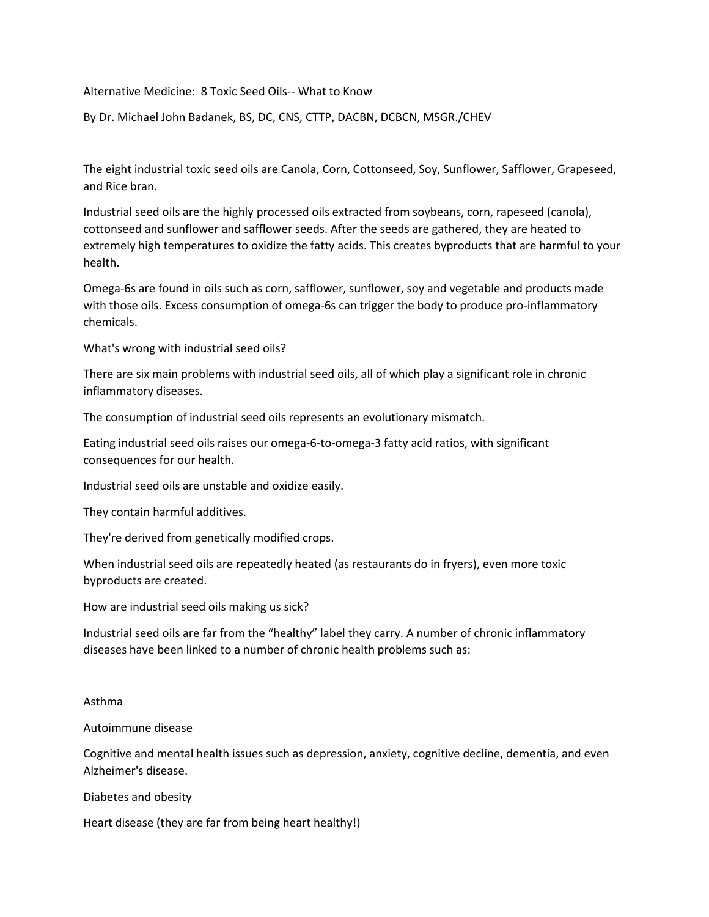# Alternative Medicine: 8 Toxic Seed Oils-- What to Know

By Dr. Michael John Badanek, BS, DC, CNS, CTTP, DACBN, DCBCN, MSGR./CHEV

The eight industrial toxic seed oils are Canola, Corn, Cottonseed, Soy, Sunflower, Safflower, Grapeseed, and Rice bran.

Industrial seed oils are the highly processed oils extracted from soybeans, corn, rapeseed (canola), cottonseed and sunflower and safflower seeds. After the seeds are gathered, they are heated to extremely high temperatures to oxidize the fatty acids. This creates byproducts that are harmful to your health.

Omega-6s are found in oils such as corn, safflower, sunflower, soy and vegetable and products made with those oils. Excess consumption of omega-6s can trigger the body to produce pro-inflammatory chemicals.

What's wrong with industrial seed oils?

There are six main problems with industrial seed oils, all of which play a significant role in chronic inflammatory diseases.

The consumption of industrial seed oils represents an evolutionary mismatch.

Eating industrial seed oils raises our omega-6-to-omega-3 fatty acid ratios, with significant consequences for our health.

Industrial seed oils are unstable and oxidize easily.

They contain harmful additives.

They're derived from genetically modified crops.

When industrial seed oils are repeatedly heated (as restaurants do in fryers), even more toxic byproducts are created.

How are industrial seed oils making us sick?

Industrial seed oils are far from the "healthy" label they carry. A number of chronic inflammatory diseases have been linked to a number of chronic health problems such as:

Asthma

Autoimmune disease

Cognitive and mental health issues such as depression, anxiety, cognitive decline, dementia, and even Alzheimer's disease.

Diabetes and obesity

Heart disease (they are far from being heart healthy!)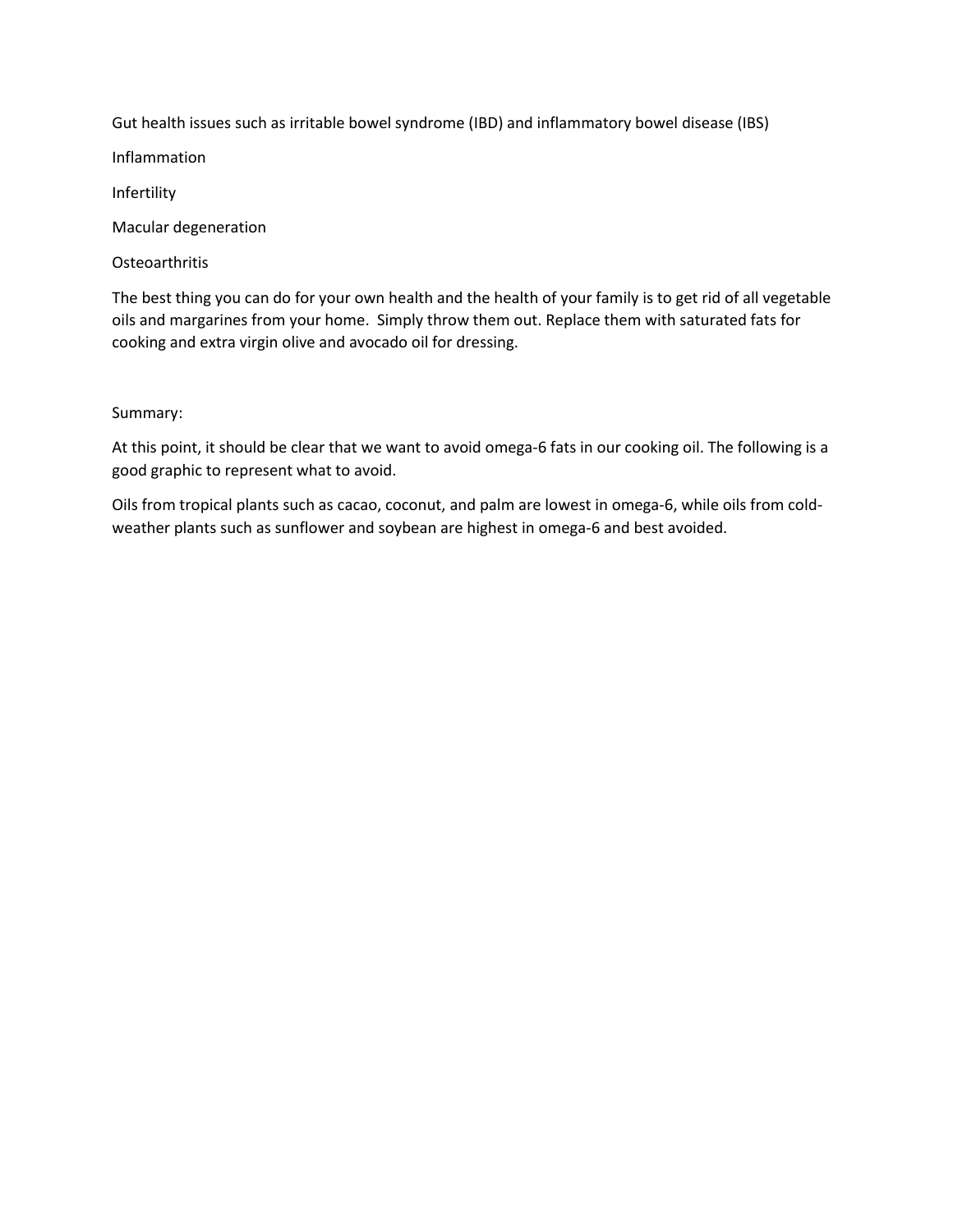Gut health issues such as irritable bowel syndrome (IBD) and inflammatory bowel disease (IBS)

Inflammation

Infertility

Macular degeneration

Osteoarthritis

The best thing you can do for your own health and the health of your family is to get rid of all vegetable oils and margarines from your home. Simply throw them out. Replace them with saturated fats for cooking and extra virgin olive and avocado oil for dressing.

Summary:

At this point, it should be clear that we want to avoid omega-6 fats in our cooking oil. The following is a good graphic to represent what to avoid.

Oils from tropical plants such as cacao, coconut, and palm are lowest in omega-6, while oils from cold-weather plants such as sunflower and soybean are highest in omega-6 and best avoided.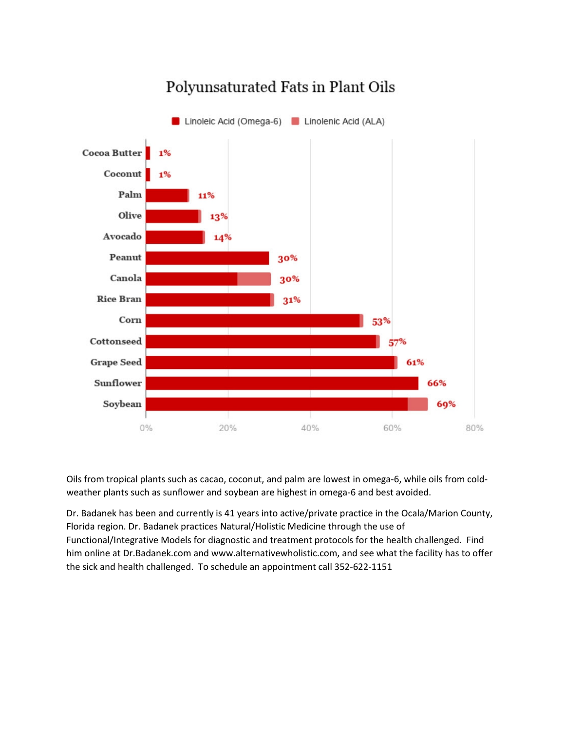Polyunsaturated Fats in Plant Oils

Linoleic Acid (Omega-6)
Linolenic Acid (ALA)

Cocoa Butter 1%
Coconut 1%
Palm 11%
Olive 13%
Avocado 14%
Peanut 30%
Canola 30%
Rice Bran 31%
Corn 53%
Cottonseed 57%
Grape Seed 61%
Sunflower 66%
Soybean 69%

0% 20% 40% 60% 80%

Oils from tropical plants such as cacao, coconut, and palm are lowest in omega-6, while oils from cold-weather plants such as sunflower and soybean are highest in omega-6 and best avoided.

Dr. Badanek has been and currently is 41 years into active/private practice in the Ocala/Marion County, Florida region. Dr. Badanek practices Natural/Holistic Medicine through the use of Functional/Integrative Models for diagnostic and treatment protocols for the health challenged. Find him online at Dr.Badanek.com and www.alternativewholistic.com, and see what the facility has to offer the sick and health challenged. To schedule an appointment call 352-622-1151